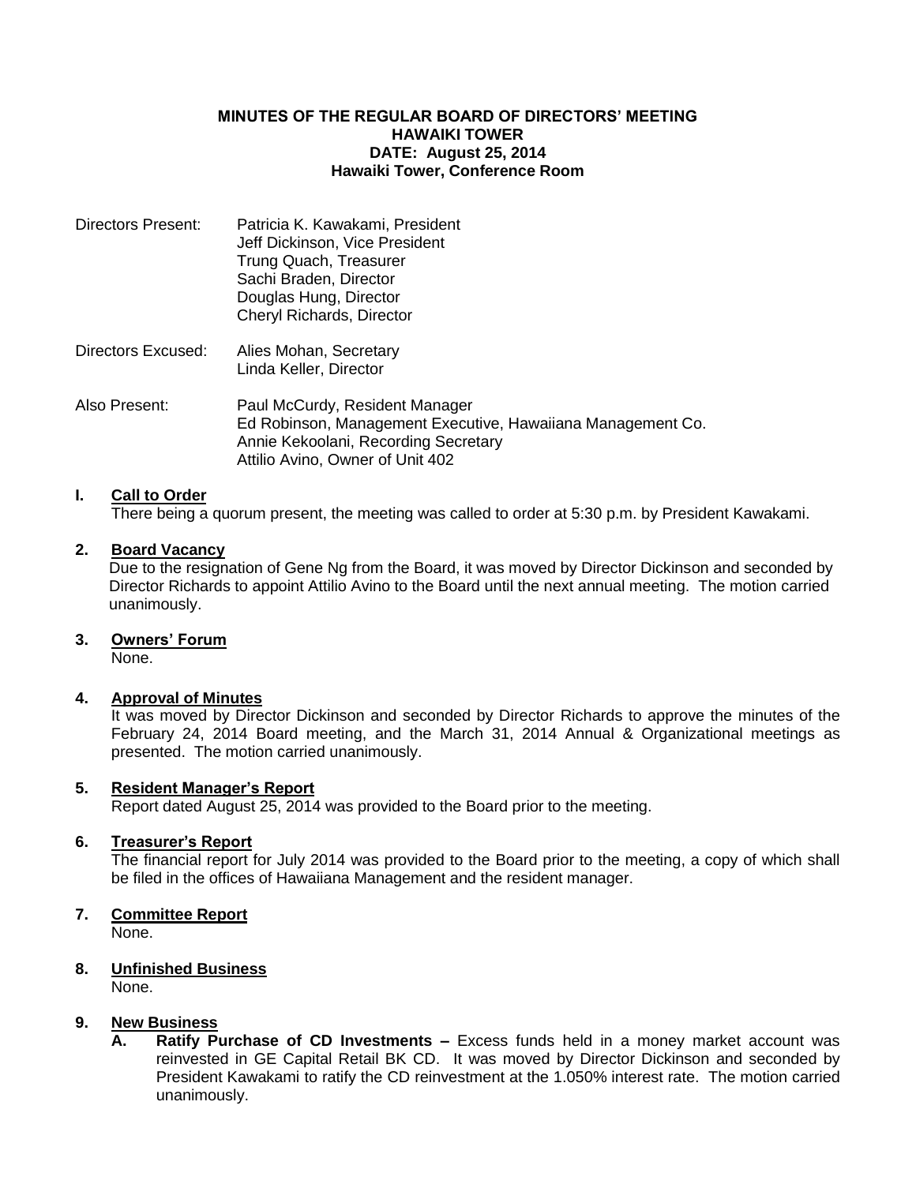# MINUTES OF THE REGULAR BOARD OF DIRECTORS' MEETING
## HAWAIKI TOWER
## DATE: August 25, 2014
## Hawaiki Tower, Conference Room

Directors Present: Patricia K. Kawakami, President
Jeff Dickinson, Vice President
Trung Quach, Treasurer
Sachi Braden, Director
Douglas Hung, Director
Cheryl Richards, Director

Directors Excused: Alies Mohan, Secretary
Linda Keller, Director

Also Present: Paul McCurdy, Resident Manager
Ed Robinson, Management Executive, Hawaiiana Management Co.
Annie Kekoolani, Recording Secretary
Attilio Avino, Owner of Unit 402

**I. Call to Order**

There being a quorum present, the meeting was called to order at 5:30 p.m. by President Kawakami.

**2. Board Vacancy**

Due to the resignation of Gene Ng from the Board, it was moved by Director Dickinson and seconded by Director Richards to appoint Attilio Avino to the Board until the next annual meeting. The motion carried unanimously.

**3. Owners' Forum**

None.

**4. Approval of Minutes**

It was moved by Director Dickinson and seconded by Director Richards to approve the minutes of the February 24, 2014 Board meeting, and the March 31, 2014 Annual & Organizational meetings as presented. The motion carried unanimously.

**5. Resident Manager's Report**

Report dated August 25, 2014 was provided to the Board prior to the meeting.

**6. Treasurer's Report**

The financial report for July 2014 was provided to the Board prior to the meeting, a copy of which shall be filed in the offices of Hawaiiana Management and the resident manager.

**7. Committee Report**

None.

**8. Unfinished Business**

None.

**9. New Business**

**A. Ratify Purchase of CD Investments –** Excess funds held in a money market account was reinvested in GE Capital Retail BK CD. It was moved by Director Dickinson and seconded by President Kawakami to ratify the CD reinvestment at the 1.050% interest rate. The motion carried unanimously.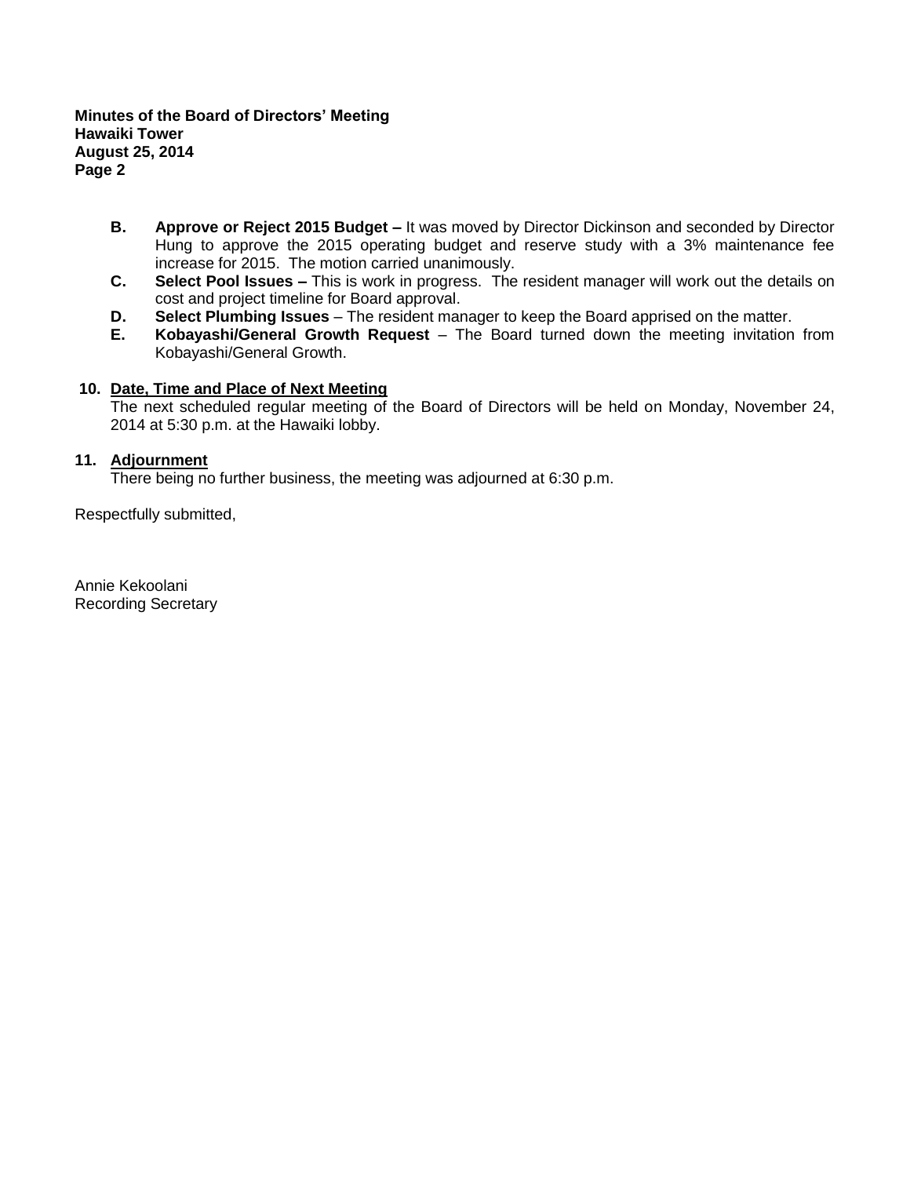- **B. Approve or Reject 2015 Budget –** It was moved by Director Dickinson and seconded by Director Hung to approve the 2015 operating budget and reserve study with a 3% maintenance fee increase for 2015. The motion carried unanimously.
- **C. Select Pool Issues –** This is work in progress. The resident manager will work out the details on cost and project timeline for Board approval.
- **D. Select Plumbing Issues** – The resident manager to keep the Board apprised on the matter.
- **E. Kobayashi/General Growth Request** – The Board turned down the meeting invitation from Kobayashi/General Growth.

**10. Date, Time and Place of Next Meeting**

The next scheduled regular meeting of the Board of Directors will be held on Monday, November 24, 2014 at 5:30 p.m. at the Hawaiki lobby.

**11. Adjournment**

There being no further business, the meeting was adjourned at 6:30 p.m.

Respectfully submitted,

Annie Kekoolani
Recording Secretary